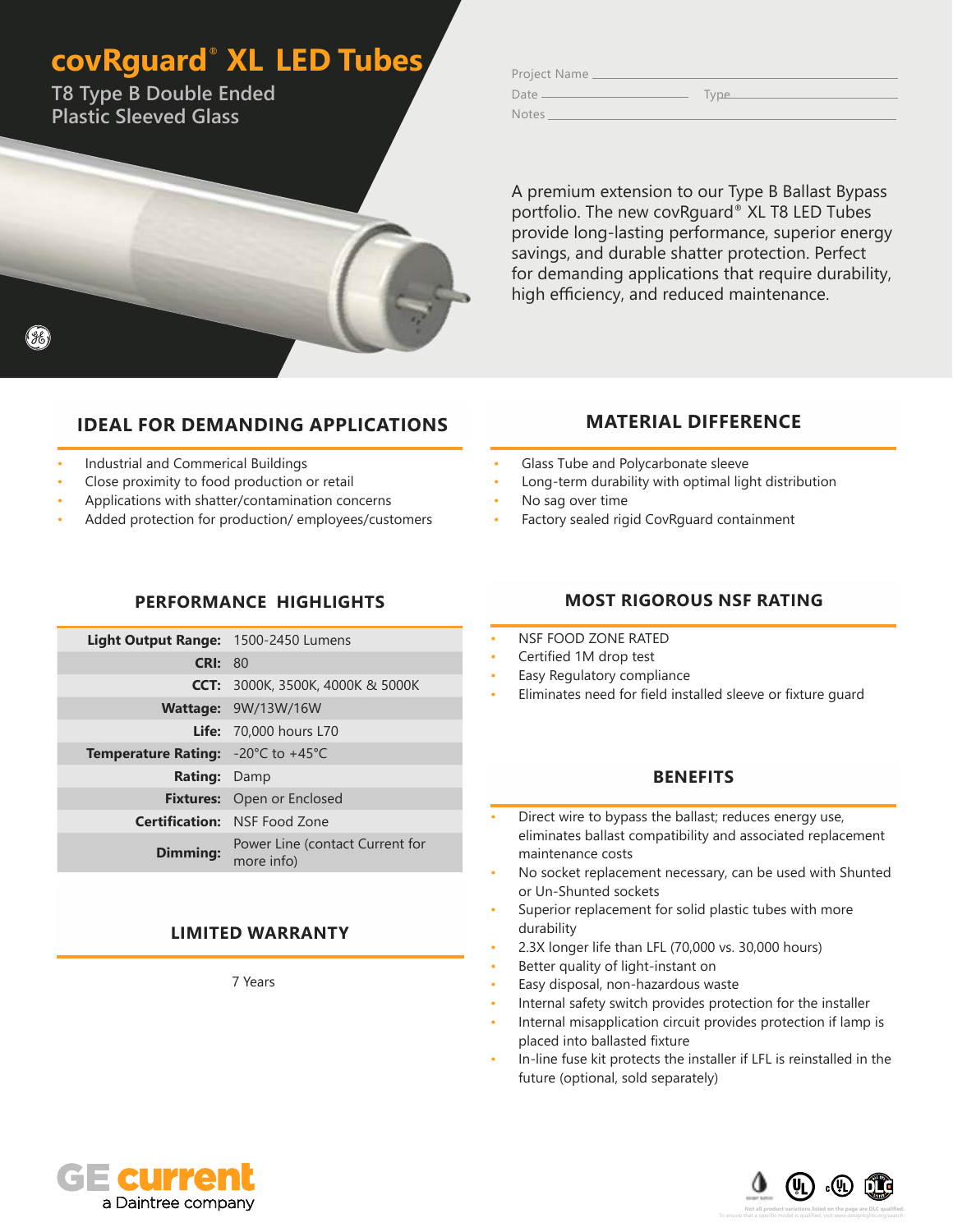# covRguard® XL LED Tubes

## T8 Type B Double Ended Plastic Sleeved Glass

Project Name
Date Type
Notes

A premium extension to our Type B Ballast Bypass portfolio. The new covRguard® XL T8 LED Tubes provide long-lasting performance, superior energy savings, and durable shatter protection. Perfect for demanding applications that require durability, high efficiency, and reduced maintenance.

### IDEAL FOR DEMANDING APPLICATIONS

- Industrial and Commercial Buildings
- Close proximity to food production or retail
- Applications with shatter/contamination concerns
- Added protection for production/ employees/customers

### MATERIAL DIFFERENCE

- Glass Tube and Polycarbonate sleeve
- Long-term durability with optimal light distribution
- No sag over time
- Factory sealed rigid CovRguard containment

### PERFORMANCE HIGHLIGHTS

| | |
|---|---|
| **Light Output Range:** | 1500-2450 Lumens |
| **CRI:** | 80 |
| **CCT:** | 3000K, 3500K, 4000K & 5000K |
| **Wattage:** | 9W/13W/16W |
| **Life:** | 70,000 hours L70 |
| **Temperature Rating:** | -20°C to +45°C |
| **Rating:** | Damp |
| **Fixtures:** | Open or Enclosed |
| **Certification:** | NSF Food Zone |
| **Dimming:** | Power Line (contact Current for more info) |

### LIMITED WARRANTY

7 Years

### MOST RIGOROUS NSF RATING

- NSF FOOD ZONE RATED
- Certified 1M drop test
- Easy Regulatory compliance
- Eliminates need for field installed sleeve or fixture guard

### BENEFITS

- Direct wire to bypass the ballast; reduces energy use, eliminates ballast compatibility and associated replacement maintenance costs
- No socket replacement necessary, can be used with Shunted or Un-Shunted sockets
- Superior replacement for solid plastic tubes with more durability
- 2.3X longer life than LFL (70,000 vs. 30,000 hours)
- Better quality of light-instant on
- Easy disposal, non-hazardous waste
- Internal safety switch provides protection for the installer
- Internal misapplication circuit provides protection if lamp is placed into ballasted fixture
- In-line fuse kit protects the installer if LFL is reinstalled in the future (optional, sold separately)

GE current
a Daintree company

Not all product variations listed on the page are DLC qualified. To ensure that a specific model is qualified, visit www.designlights.org/search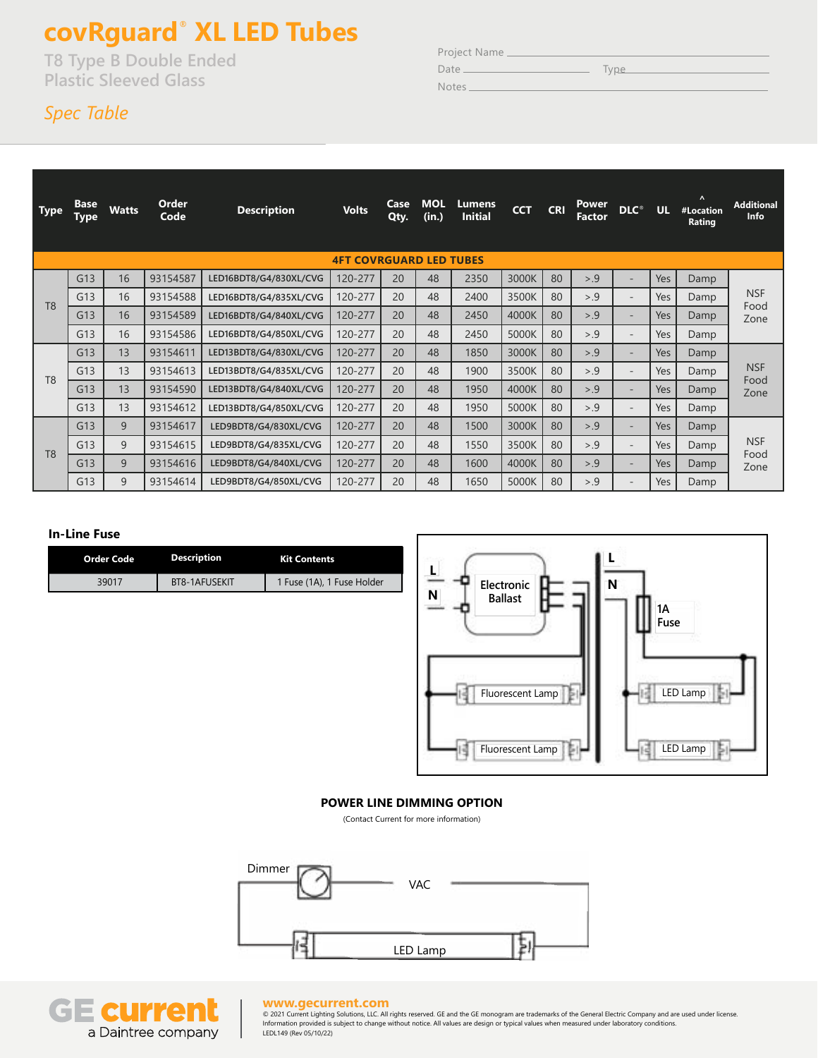# covRguard® XL LED Tubes

T8 Type B Double Ended
Plastic Sleeved Glass

*Spec Table*

Project Name ______________________

Date ______________ Type ______________

Notes ______________________

| Type | Base Type | Watts | Order Code | Description | Volts | Case Qty. | MOL (in.) | Lumens Initial | CCT | CRI | Power Factor | DLC® | UL | ^ #Location Rating | Additional Info |
|---|---|---|---|---|---|---|---|---|---|---|---|---|---|---|---|
| **4FT COVRGUARD LED TUBES** | | | | | | | | | | | | | | | |
| T8 | G13 | 16 | 93154587 | LED16BDT8/G4/830XL/CVG | 120-277 | 20 | 48 | 2350 | 3000K | 80 | >.9 | - | Yes | Damp | NSF Food Zone |
| | G13 | 16 | 93154588 | LED16BDT8/G4/835XL/CVG | 120-277 | 20 | 48 | 2400 | 3500K | 80 | >.9 | - | Yes | Damp | |
| | G13 | 16 | 93154589 | LED16BDT8/G4/840XL/CVG | 120-277 | 20 | 48 | 2450 | 4000K | 80 | >.9 | - | Yes | Damp | |
| | G13 | 16 | 93154586 | LED16BDT8/G4/850XL/CVG | 120-277 | 20 | 48 | 2450 | 5000K | 80 | >.9 | - | Yes | Damp | |
| T8 | G13 | 13 | 93154611 | LED13BDT8/G4/830XL/CVG | 120-277 | 20 | 48 | 1850 | 3000K | 80 | >.9 | - | Yes | Damp | NSF Food Zone |
| | G13 | 13 | 93154613 | LED13BDT8/G4/835XL/CVG | 120-277 | 20 | 48 | 1900 | 3500K | 80 | >.9 | - | Yes | Damp | |
| | G13 | 13 | 93154590 | LED13BDT8/G4/840XL/CVG | 120-277 | 20 | 48 | 1950 | 4000K | 80 | >.9 | - | Yes | Damp | |
| | G13 | 13 | 93154612 | LED13BDT8/G4/850XL/CVG | 120-277 | 20 | 48 | 1950 | 5000K | 80 | >.9 | - | Yes | Damp | |
| T8 | G13 | 9 | 93154617 | LED9BDT8/G4/830XL/CVG | 120-277 | 20 | 48 | 1500 | 3000K | 80 | >.9 | - | Yes | Damp | NSF Food Zone |
| | G13 | 9 | 93154615 | LED9BDT8/G4/835XL/CVG | 120-277 | 20 | 48 | 1550 | 3500K | 80 | >.9 | - | Yes | Damp | |
| | G13 | 9 | 93154616 | LED9BDT8/G4/840XL/CVG | 120-277 | 20 | 48 | 1600 | 4000K | 80 | >.9 | - | Yes | Damp | |
| | G13 | 9 | 93154614 | LED9BDT8/G4/850XL/CVG | 120-277 | 20 | 48 | 1650 | 5000K | 80 | >.9 | - | Yes | Damp | |

## In-Line Fuse

| Order Code | Description | Kit Contents |
|---|---|---|
| 39017 | BT8-1AFUSEKIT | 1 Fuse (1A), 1 Fuse Holder |

L
N
Electronic Ballast
Fluorescent Lamp
Fluorescent Lamp
L
N
1A Fuse
LED Lamp
LED Lamp

## POWER LINE DIMMING OPTION

(Contact Current for more information)

Dimmer
VAC
LED Lamp

GE current
a Daintree company

www.gecurrent.com

© 2021 Current Lighting Solutions, LLC. All rights reserved. GE and the GE monogram are trademarks of the General Electric Company and are used under license. Information provided is subject to change without notice. All values are design or typical values when measured under laboratory conditions.

LEDL149 (Rev 05/10/22)